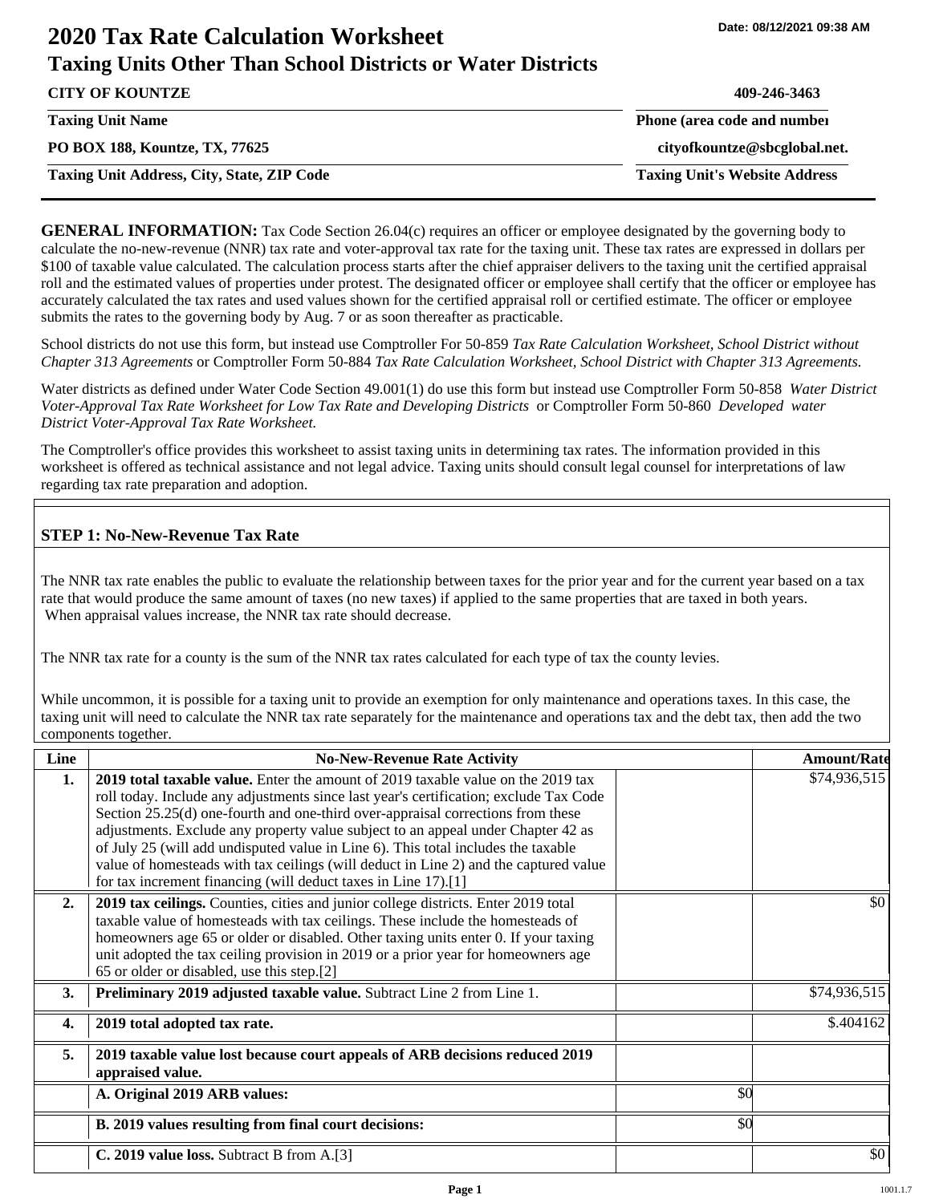# 2020 Tax Rate Calculation Worksheet

## Taxing Units Other Than School Districts or Water Districts

Date: 08/12/2021 09:38 AM

| | |
|---|---|
| **CITY OF KOUNTZE** | **409-246-3463** |
| **Taxing Unit Name** | **Phone (area code and number)** |
| **PO BOX 188, Kountze, TX, 77625** | **cityofkountze@sbcglobal.net.** |
| **Taxing Unit Address, City, State, ZIP Code** | **Taxing Unit's Website Address** |

**GENERAL INFORMATION:** Tax Code Section 26.04(c) requires an officer or employee designated by the governing body to calculate the no-new-revenue (NNR) tax rate and voter-approval tax rate for the taxing unit. These tax rates are expressed in dollars per $100 of taxable value calculated. The calculation process starts after the chief appraiser delivers to the taxing unit the certified appraisal roll and the estimated values of properties under protest. The designated officer or employee shall certify that the officer or employee has accurately calculated the tax rates and used values shown for the certified appraisal roll or certified estimate. The officer or employee submits the rates to the governing body by Aug. 7 or as soon thereafter as practicable.

School districts do not use this form, but instead use Comptroller For 50-859 *Tax Rate Calculation Worksheet, School District without Chapter 313 Agreements* or Comptroller Form 50-884 *Tax Rate Calculation Worksheet, School District with Chapter 313 Agreements.*

Water districts as defined under Water Code Section 49.001(1) do use this form but instead use Comptroller Form 50-858 *Water District Voter-Approval Tax Rate Worksheet for Low Tax Rate and Developing Districts* or Comptroller Form 50-860 *Developed water District Voter-Approval Tax Rate Worksheet.*

The Comptroller's office provides this worksheet to assist taxing units in determining tax rates. The information provided in this worksheet is offered as technical assistance and not legal advice. Taxing units should consult legal counsel for interpretations of law regarding tax rate preparation and adoption.

### STEP 1: No-New-Revenue Tax Rate

The NNR tax rate enables the public to evaluate the relationship between taxes for the prior year and for the current year based on a tax rate that would produce the same amount of taxes (no new taxes) if applied to the same properties that are taxed in both years. When appraisal values increase, the NNR tax rate should decrease.

The NNR tax rate for a county is the sum of the NNR tax rates calculated for each type of tax the county levies.

While uncommon, it is possible for a taxing unit to provide an exemption for only maintenance and operations taxes. In this case, the taxing unit will need to calculate the NNR tax rate separately for the maintenance and operations tax and the debt tax, then add the two components together.

| Line | No-New-Revenue Rate Activity | | Amount/Rate |
|---|---|---|---|
| **1.** | **2019 total taxable value.** Enter the amount of 2019 taxable value on the 2019 tax roll today. Include any adjustments since last year's certification; exclude Tax Code Section 25.25(d) one-fourth and one-third over-appraisal corrections from these adjustments. Exclude any property value subject to an appeal under Chapter 42 as of July 25 (will add undisputed value in Line 6). This total includes the taxable value of homesteads with tax ceilings (will deduct in Line 2) and the captured value for tax increment financing (will deduct taxes in Line 17).[1] | | $74,936,515 |
| **2.** | **2019 tax ceilings.** Counties, cities and junior college districts. Enter 2019 total taxable value of homesteads with tax ceilings. These include the homesteads of homeowners age 65 or older or disabled. Other taxing units enter 0. If your taxing unit adopted the tax ceiling provision in 2019 or a prior year for homeowners age 65 or older or disabled, use this step.[2] | | $0 |
| **3.** | **Preliminary 2019 adjusted taxable value.** Subtract Line 2 from Line 1. | | $74,936,515 |
| **4.** | **2019 total adopted tax rate.** | | $.404162 |
| **5.** | **2019 taxable value lost because court appeals of ARB decisions reduced 2019 appraised value.** | | |
| | **A. Original 2019 ARB values:** | $0 | |
| | **B. 2019 values resulting from final court decisions:** | $0 | |
| | **C. 2019 value loss.** Subtract B from A.[3] | | $0 |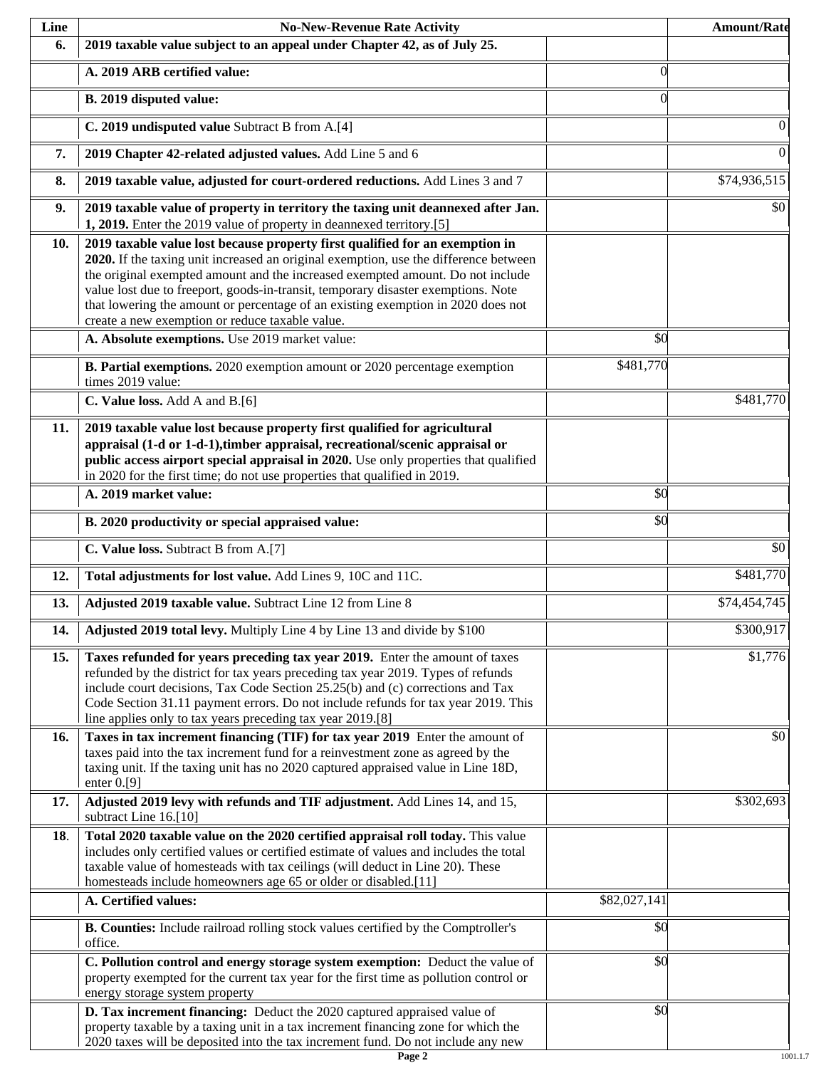| Line | No-New-Revenue Rate Activity | | Amount/Rate |
|---|---|---|---|
| **6.** | **2019 taxable value subject to an appeal under Chapter 42, as of July 25.** | | |
| | **A. 2019 ARB certified value:** | 0 | |
| | **B. 2019 disputed value:** | 0 | |
| | **C. 2019 undisputed value** Subtract B from A.[4] | | 0 |
| **7.** | **2019 Chapter 42-related adjusted values.** Add Line 5 and 6 | | 0 |
| **8.** | **2019 taxable value, adjusted for court-ordered reductions.** Add Lines 3 and 7 | | $74,936,515 |
| **9.** | **2019 taxable value of property in territory the taxing unit deannexed after Jan. 1, 2019.** Enter the 2019 value of property in deannexed territory.[5] | | $0 |
| **10.** | **2019 taxable value lost because property first qualified for an exemption in 2020.** If the taxing unit increased an original exemption, use the difference between the original exempted amount and the increased exempted amount. Do not include value lost due to freeport, goods-in-transit, temporary disaster exemptions. Note that lowering the amount or percentage of an existing exemption in 2020 does not create a new exemption or reduce taxable value. | | |
| | **A. Absolute exemptions.** Use 2019 market value: | $0 | |
| | **B. Partial exemptions.** 2020 exemption amount or 2020 percentage exemption times 2019 value: | $481,770 | |
| | **C. Value loss.** Add A and B.[6] | | $481,770 |
| **11.** | **2019 taxable value lost because property first qualified for agricultural appraisal (1-d or 1-d-1),timber appraisal, recreational/scenic appraisal or public access airport special appraisal in 2020.** Use only properties that qualified in 2020 for the first time; do not use properties that qualified in 2019. | | |
| | **A. 2019 market value:** | $0 | |
| | **B. 2020 productivity or special appraised value:** | $0 | |
| | **C. Value loss.** Subtract B from A.[7] | | $0 |
| **12.** | **Total adjustments for lost value.** Add Lines 9, 10C and 11C. | | $481,770 |
| **13.** | **Adjusted 2019 taxable value.** Subtract Line 12 from Line 8 | | $74,454,745 |
| **14.** | **Adjusted 2019 total levy.** Multiply Line 4 by Line 13 and divide by $100 | | $300,917 |
| **15.** | **Taxes refunded for years preceding tax year 2019.** Enter the amount of taxes refunded by the district for tax years preceding tax year 2019. Types of refunds include court decisions, Tax Code Section 25.25(b) and (c) corrections and Tax Code Section 31.11 payment errors. Do not include refunds for tax year 2019. This line applies only to tax years preceding tax year 2019.[8] | | $1,776 |
| **16.** | **Taxes in tax increment financing (TIF) for tax year 2019** Enter the amount of taxes paid into the tax increment fund for a reinvestment zone as agreed by the taxing unit. If the taxing unit has no 2020 captured appraised value in Line 18D, enter 0.[9] | | $0 |
| **17.** | **Adjusted 2019 levy with refunds and TIF adjustment.** Add Lines 14, and 15, subtract Line 16.[10] | | $302,693 |
| **18.** | **Total 2020 taxable value on the 2020 certified appraisal roll today.** This value includes only certified values or certified estimate of values and includes the total taxable value of homesteads with tax ceilings (will deduct in Line 20). These homesteads include homeowners age 65 or older or disabled.[11] | | |
| | **A. Certified values:** | $82,027,141 | |
| | **B. Counties:** Include railroad rolling stock values certified by the Comptroller's office. | $0 | |
| | **C. Pollution control and energy storage system exemption:** Deduct the value of property exempted for the current tax year for the first time as pollution control or energy storage system property | $0 | |
| | **D. Tax increment financing:** Deduct the 2020 captured appraised value of property taxable by a taxing unit in a tax increment financing zone for which the 2020 taxes will be deposited into the tax increment fund. Do not include any new | $0 | |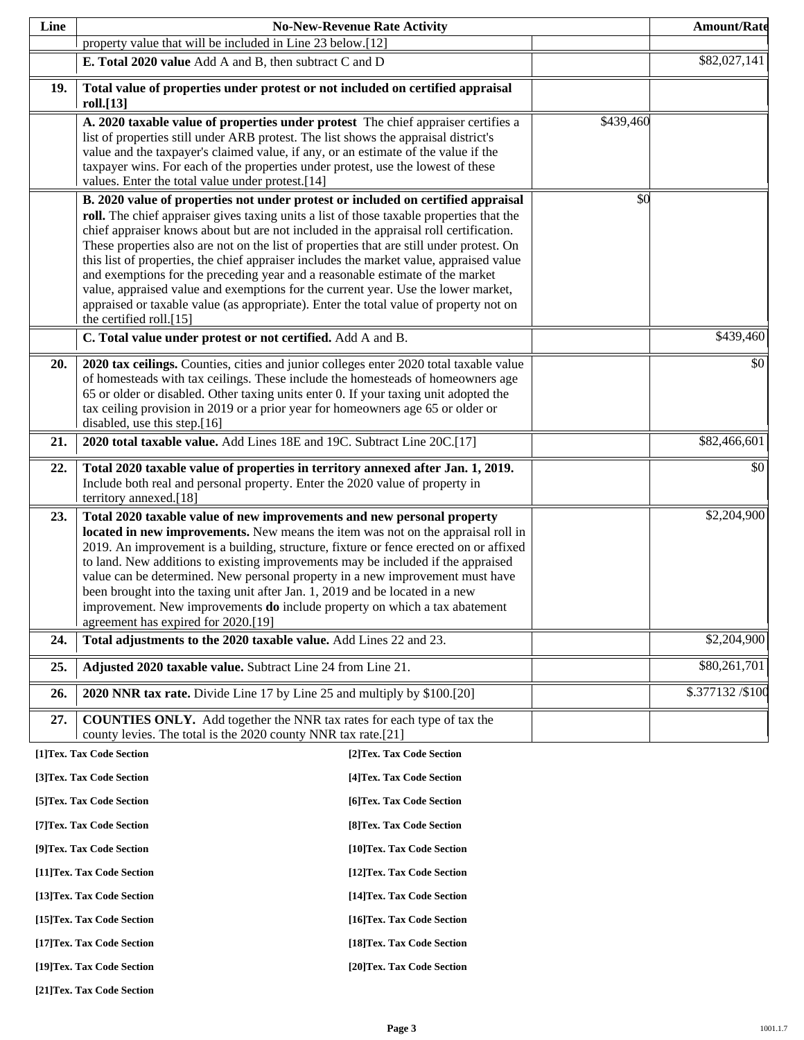| Line | No-New-Revenue Rate Activity | | Amount/Rate |
|---|---|---|---|
| | property value that will be included in Line 23 below.[12] | | |
| | **E. Total 2020 value** Add A and B, then subtract C and D | | $82,027,141 |
| **19.** | **Total value of properties under protest or not included on certified appraisal roll.[13]** | | |
| | **A. 2020 taxable value of properties under protest** The chief appraiser certifies a list of properties still under ARB protest. The list shows the appraisal district's value and the taxpayer's claimed value, if any, or an estimate of the value if the taxpayer wins. For each of the properties under protest, use the lowest of these values. Enter the total value under protest.[14] | $439,460 | |
| | **B. 2020 value of properties not under protest or included on certified appraisal roll.** The chief appraiser gives taxing units a list of those taxable properties that the chief appraiser knows about but are not included in the appraisal roll certification. These properties also are not on the list of properties that are still under protest. On this list of properties, the chief appraiser includes the market value, appraised value and exemptions for the preceding year and a reasonable estimate of the market value, appraised value and exemptions for the current year. Use the lower market, appraised or taxable value (as appropriate). Enter the total value of property not on the certified roll.[15] | $0 | |
| | **C. Total value under protest or not certified.** Add A and B. | | $439,460 |
| **20.** | **2020 tax ceilings.** Counties, cities and junior colleges enter 2020 total taxable value of homesteads with tax ceilings. These include the homesteads of homeowners age 65 or older or disabled. Other taxing units enter 0. If your taxing unit adopted the tax ceiling provision in 2019 or a prior year for homeowners age 65 or older or disabled, use this step.[16] | | $0 |
| **21.** | **2020 total taxable value.** Add Lines 18E and 19C. Subtract Line 20C.[17] | | $82,466,601 |
| **22.** | **Total 2020 taxable value of properties in territory annexed after Jan. 1, 2019.** Include both real and personal property. Enter the 2020 value of property in territory annexed.[18] | | $0 |
| **23.** | **Total 2020 taxable value of new improvements and new personal property located in new improvements.** New means the item was not on the appraisal roll in 2019. An improvement is a building, structure, fixture or fence erected on or affixed to land. New additions to existing improvements may be included if the appraised value can be determined. New personal property in a new improvement must have been brought into the taxing unit after Jan. 1, 2019 and be located in a new improvement. New improvements **do** include property on which a tax abatement agreement has expired for 2020.[19] | | $2,204,900 |
| **24.** | **Total adjustments to the 2020 taxable value.** Add Lines 22 and 23. | | $2,204,900 |
| **25.** | **Adjusted 2020 taxable value.** Subtract Line 24 from Line 21. | | $80,261,701 |
| **26.** | **2020 NNR tax rate.** Divide Line 17 by Line 25 and multiply by $100.[20] | | $.377132 /$100 |
| **27.** | **COUNTIES ONLY.** Add together the NNR tax rates for each type of tax the county levies. The total is the 2020 county NNR tax rate.[21] | | |

**[1]Tex. Tax Code Section**

**[2]Tex. Tax Code Section**

**[3]Tex. Tax Code Section**

**[4]Tex. Tax Code Section**

**[5]Tex. Tax Code Section**

**[6]Tex. Tax Code Section**

**[7]Tex. Tax Code Section**

**[8]Tex. Tax Code Section**

**[9]Tex. Tax Code Section**

**[10]Tex. Tax Code Section**

**[11]Tex. Tax Code Section**

**[12]Tex. Tax Code Section**

**[13]Tex. Tax Code Section**

**[14]Tex. Tax Code Section**

**[15]Tex. Tax Code Section**

**[16]Tex. Tax Code Section**

**[17]Tex. Tax Code Section**

**[18]Tex. Tax Code Section**

**[19]Tex. Tax Code Section**

**[20]Tex. Tax Code Section**

**[21]Tex. Tax Code Section**

1001.1.7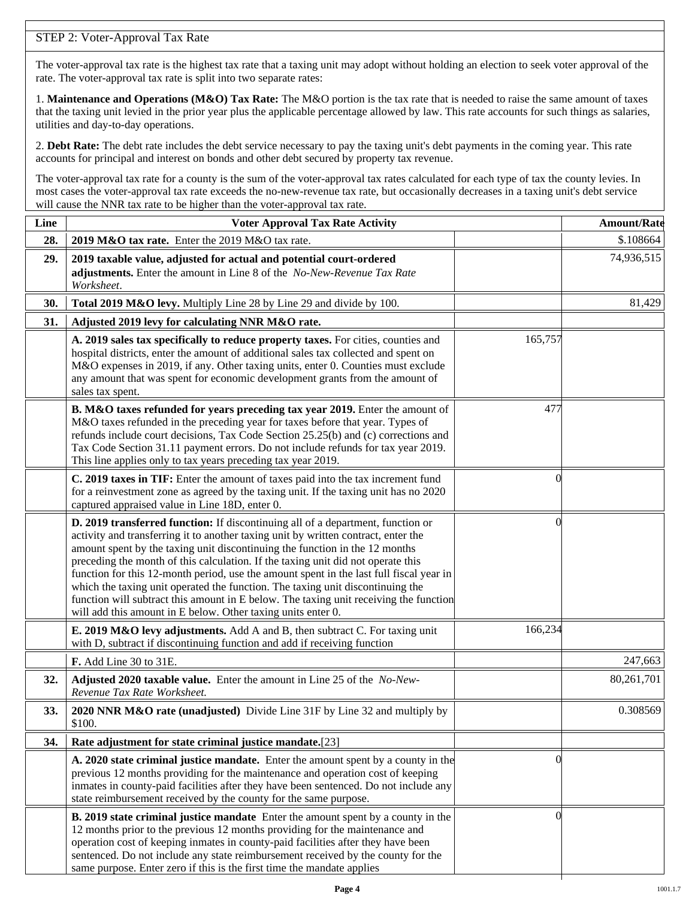## STEP 2: Voter-Approval Tax Rate

The voter-approval tax rate is the highest tax rate that a taxing unit may adopt without holding an election to seek voter approval of the rate. The voter-approval tax rate is split into two separate rates:

1. **Maintenance and Operations (M&O) Tax Rate:** The M&O portion is the tax rate that is needed to raise the same amount of taxes that the taxing unit levied in the prior year plus the applicable percentage allowed by law. This rate accounts for such things as salaries, utilities and day-to-day operations.

2. **Debt Rate:** The debt rate includes the debt service necessary to pay the taxing unit's debt payments in the coming year. This rate accounts for principal and interest on bonds and other debt secured by property tax revenue.

The voter-approval tax rate for a county is the sum of the voter-approval tax rates calculated for each type of tax the county levies. In most cases the voter-approval tax rate exceeds the no-new-revenue tax rate, but occasionally decreases in a taxing unit's debt service will cause the NNR tax rate to be higher than the voter-approval tax rate.

| Line | Voter Approval Tax Rate Activity | | Amount/Rate |
|---|---|---|---|
| **28.** | **2019 M&O tax rate.** Enter the 2019 M&O tax rate. | | $.108664 |
| **29.** | **2019 taxable value, adjusted for actual and potential court-ordered adjustments.** Enter the amount in Line 8 of the *No-New-Revenue Tax Rate Worksheet*. | | 74,936,515 |
| **30.** | **Total 2019 M&O levy.** Multiply Line 28 by Line 29 and divide by 100. | | 81,429 |
| **31.** | **Adjusted 2019 levy for calculating NNR M&O rate.** | | |
| | **A. 2019 sales tax specifically to reduce property taxes.** For cities, counties and hospital districts, enter the amount of additional sales tax collected and spent on M&O expenses in 2019, if any. Other taxing units, enter 0. Counties must exclude any amount that was spent for economic development grants from the amount of sales tax spent. | 165,757 | |
| | **B. M&O taxes refunded for years preceding tax year 2019.** Enter the amount of M&O taxes refunded in the preceding year for taxes before that year. Types of refunds include court decisions, Tax Code Section 25.25(b) and (c) corrections and Tax Code Section 31.11 payment errors. Do not include refunds for tax year 2019. This line applies only to tax years preceding tax year 2019. | 477 | |
| | **C. 2019 taxes in TIF:** Enter the amount of taxes paid into the tax increment fund for a reinvestment zone as agreed by the taxing unit. If the taxing unit has no 2020 captured appraised value in Line 18D, enter 0. | 0 | |
| | **D. 2019 transferred function:** If discontinuing all of a department, function or activity and transferring it to another taxing unit by written contract, enter the amount spent by the taxing unit discontinuing the function in the 12 months preceding the month of this calculation. If the taxing unit did not operate this function for this 12-month period, use the amount spent in the last full fiscal year in which the taxing unit operated the function. The taxing unit discontinuing the function will subtract this amount in E below. The taxing unit receiving the function will add this amount in E below. Other taxing units enter 0. | 0 | |
| | **E. 2019 M&O levy adjustments.** Add A and B, then subtract C. For taxing unit with D, subtract if discontinuing function and add if receiving function | 166,234 | |
| | **F.** Add Line 30 to 31E. | | 247,663 |
| **32.** | **Adjusted 2020 taxable value.** Enter the amount in Line 25 of the *No-New-Revenue Tax Rate Worksheet.* | | 80,261,701 |
| **33.** | **2020 NNR M&O rate (unadjusted)** Divide Line 31F by Line 32 and multiply by $100. | | 0.308569 |
| **34.** | **Rate adjustment for state criminal justice mandate.**[23] | | |
| | **A. 2020 state criminal justice mandate.** Enter the amount spent by a county in the previous 12 months providing for the maintenance and operation cost of keeping inmates in county-paid facilities after they have been sentenced. Do not include any state reimbursement received by the county for the same purpose. | 0 | |
| | **B. 2019 state criminal justice mandate** Enter the amount spent by a county in the 12 months prior to the previous 12 months providing for the maintenance and operation cost of keeping inmates in county-paid facilities after they have been sentenced. Do not include any state reimbursement received by the county for the same purpose. Enter zero if this is the first time the mandate applies | 0 | |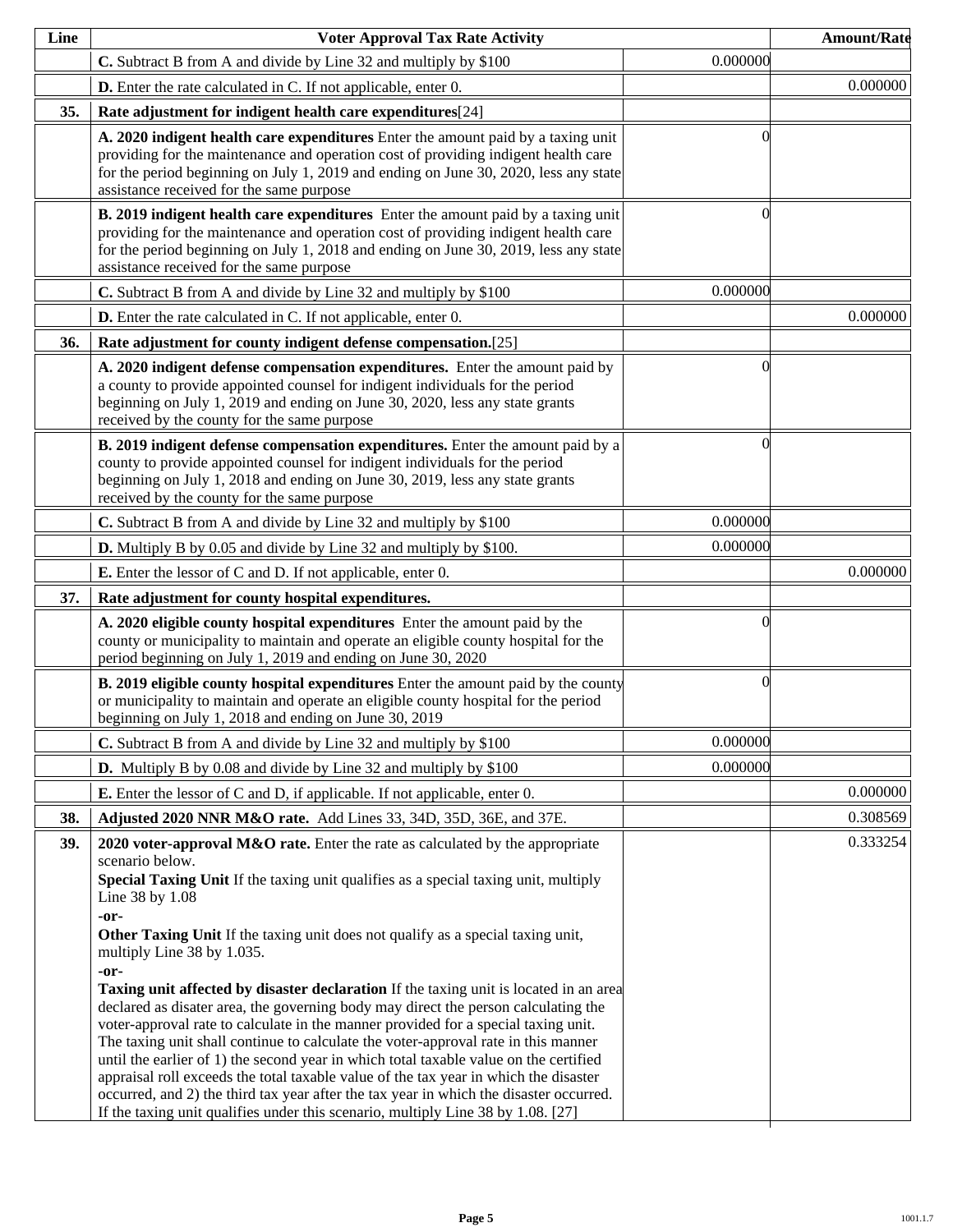| Line | Voter Approval Tax Rate Activity | | Amount/Rate |
|---|---|---|---|
| | **C.** Subtract B from A and divide by Line 32 and multiply by $100 | 0.000000 | |
| | **D.** Enter the rate calculated in C. If not applicable, enter 0. | | 0.000000 |
| **35.** | **Rate adjustment for indigent health care expenditures**[24] | | |
| | **A. 2020 indigent health care expenditures** Enter the amount paid by a taxing unit providing for the maintenance and operation cost of providing indigent health care for the period beginning on July 1, 2019 and ending on June 30, 2020, less any state assistance received for the same purpose | 0 | |
| | **B. 2019 indigent health care expenditures** Enter the amount paid by a taxing unit providing for the maintenance and operation cost of providing indigent health care for the period beginning on July 1, 2018 and ending on June 30, 2019, less any state assistance received for the same purpose | 0 | |
| | **C.** Subtract B from A and divide by Line 32 and multiply by $100 | 0.000000 | |
| | **D.** Enter the rate calculated in C. If not applicable, enter 0. | | 0.000000 |
| **36.** | **Rate adjustment for county indigent defense compensation.**[25] | | |
| | **A. 2020 indigent defense compensation expenditures.** Enter the amount paid by a county to provide appointed counsel for indigent individuals for the period beginning on July 1, 2019 and ending on June 30, 2020, less any state grants received by the county for the same purpose | 0 | |
| | **B. 2019 indigent defense compensation expenditures.** Enter the amount paid by a county to provide appointed counsel for indigent individuals for the period beginning on July 1, 2018 and ending on June 30, 2019, less any state grants received by the county for the same purpose | 0 | |
| | **C.** Subtract B from A and divide by Line 32 and multiply by $100 | 0.000000 | |
| | **D.** Multiply B by 0.05 and divide by Line 32 and multiply by $100. | 0.000000 | |
| | **E.** Enter the lessor of C and D. If not applicable, enter 0. | | 0.000000 |
| **37.** | **Rate adjustment for county hospital expenditures.** | | |
| | **A. 2020 eligible county hospital expenditures** Enter the amount paid by the county or municipality to maintain and operate an eligible county hospital for the period beginning on July 1, 2019 and ending on June 30, 2020 | 0 | |
| | **B. 2019 eligible county hospital expenditures** Enter the amount paid by the county or municipality to maintain and operate an eligible county hospital for the period beginning on July 1, 2018 and ending on June 30, 2019 | 0 | |
| | **C.** Subtract B from A and divide by Line 32 and multiply by $100 | 0.000000 | |
| | **D.** Multiply B by 0.08 and divide by Line 32 and multiply by $100 | 0.000000 | |
| | **E.** Enter the lessor of C and D, if applicable. If not applicable, enter 0. | | 0.000000 |
| **38.** | **Adjusted 2020 NNR M&O rate.** Add Lines 33, 34D, 35D, 36E, and 37E. | | 0.308569 |
| **39.** | **2020 voter-approval M&O rate.** Enter the rate as calculated by the appropriate scenario below.<br>**Special Taxing Unit** If the taxing unit qualifies as a special taxing unit, multiply Line 38 by 1.08<br>**-or-**<br>**Other Taxing Unit** If the taxing unit does not qualify as a special taxing unit, multiply Line 38 by 1.035.<br>**-or-**<br>**Taxing unit affected by disaster declaration** If the taxing unit is located in an area declared as disater area, the governing body may direct the person calculating the voter-approval rate to calculate in the manner provided for a special taxing unit. The taxing unit shall continue to calculate the voter-approval rate in this manner until the earlier of 1) the second year in which total taxable value on the certified appraisal roll exceeds the total taxable value of the tax year in which the disaster occurred, and 2) the third tax year after the tax year in which the disaster occurred. If the taxing unit qualifies under this scenario, multiply Line 38 by 1.08. [27] | | 0.333254 |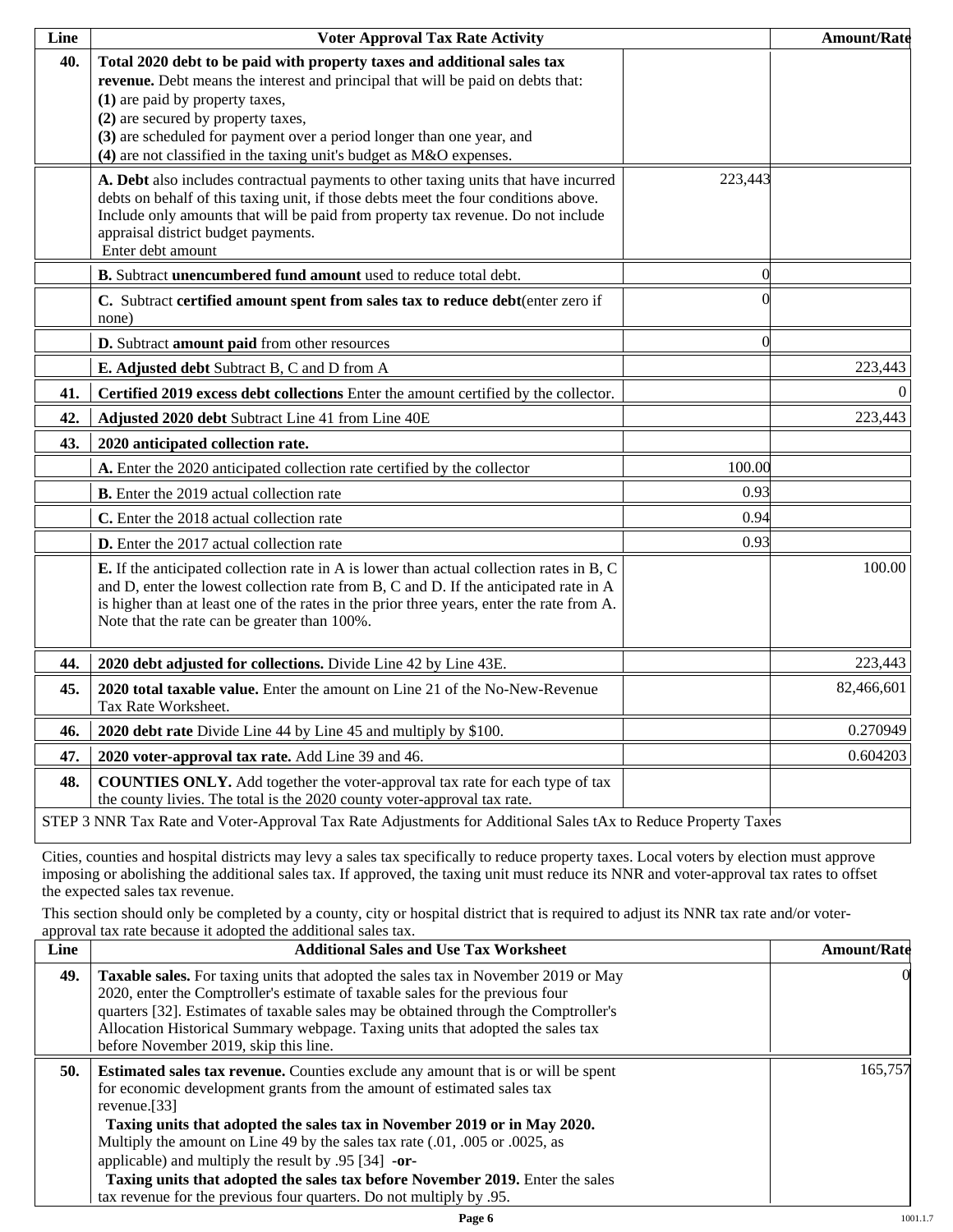| Line | Voter Approval Tax Rate Activity | | Amount/Rate |
|---|---|---|---|
| 40. | **Total 2020 debt to be paid with property taxes and additional sales tax revenue.** Debt means the interest and principal that will be paid on debts that:<br>**(1)** are paid by property taxes,<br>**(2)** are secured by property taxes,<br>**(3)** are scheduled for payment over a period longer than one year, and<br>**(4)** are not classified in the taxing unit's budget as M&O expenses. | | |
| | **A. Debt** also includes contractual payments to other taxing units that have incurred debts on behalf of this taxing unit, if those debts meet the four conditions above. Include only amounts that will be paid from property tax revenue. Do not include appraisal district budget payments.<br>Enter debt amount | 223,443 | |
| | **B.** Subtract **unencumbered fund amount** used to reduce total debt. | 0 | |
| | **C.** Subtract **certified amount spent from sales tax to reduce debt**(enter zero if none) | 0 | |
| | **D.** Subtract **amount paid** from other resources | 0 | |
| | **E. Adjusted debt** Subtract B, C and D from A | | 223,443 |
| 41. | **Certified 2019 excess debt collections** Enter the amount certified by the collector. | | 0 |
| 42. | **Adjusted 2020 debt** Subtract Line 41 from Line 40E | | 223,443 |
| 43. | **2020 anticipated collection rate.** | | |
| | **A.** Enter the 2020 anticipated collection rate certified by the collector | 100.00 | |
| | **B.** Enter the 2019 actual collection rate | 0.93 | |
| | **C.** Enter the 2018 actual collection rate | 0.94 | |
| | **D.** Enter the 2017 actual collection rate | 0.93 | |
| | **E.** If the anticipated collection rate in A is lower than actual collection rates in B, C and D, enter the lowest collection rate from B, C and D. If the anticipated rate in A is higher than at least one of the rates in the prior three years, enter the rate from A. Note that the rate can be greater than 100%. | | 100.00 |
| 44. | **2020 debt adjusted for collections.** Divide Line 42 by Line 43E. | | 223,443 |
| 45. | **2020 total taxable value.** Enter the amount on Line 21 of the No-New-Revenue Tax Rate Worksheet. | | 82,466,601 |
| 46. | **2020 debt rate** Divide Line 44 by Line 45 and multiply by $100. | | 0.270949 |
| 47. | **2020 voter-approval tax rate.** Add Line 39 and 46. | | 0.604203 |
| 48. | **COUNTIES ONLY.** Add together the voter-approval tax rate for each type of tax the county livies. The total is the 2020 county voter-approval tax rate. | | |

STEP 3 NNR Tax Rate and Voter-Approval Tax Rate Adjustments for Additional Sales tAx to Reduce Property Taxes

Cities, counties and hospital districts may levy a sales tax specifically to reduce property taxes. Local voters by election must approve imposing or abolishing the additional sales tax. If approved, the taxing unit must reduce its NNR and voter-approval tax rates to offset the expected sales tax revenue.

This section should only be completed by a county, city or hospital district that is required to adjust its NNR tax rate and/or voter-approval tax rate because it adopted the additional sales tax.

| Line | Additional Sales and Use Tax Worksheet | Amount/Rate |
|---|---|---|
| 49. | **Taxable sales.** For taxing units that adopted the sales tax in November 2019 or May 2020, enter the Comptroller's estimate of taxable sales for the previous four quarters [32]. Estimates of taxable sales may be obtained through the Comptroller's Allocation Historical Summary webpage. Taxing units that adopted the sales tax before November 2019, skip this line. | 0 |
| 50. | **Estimated sales tax revenue.** Counties exclude any amount that is or will be spent for economic development grants from the amount of estimated sales tax revenue.[33]<br>**Taxing units that adopted the sales tax in November 2019 or in May 2020.** Multiply the amount on Line 49 by the sales tax rate (.01, .005 or .0025, as applicable) and multiply the result by .95 [34] **-or-**<br>**Taxing units that adopted the sales tax before November 2019.** Enter the sales tax revenue for the previous four quarters. Do not multiply by .95. | 165,757 |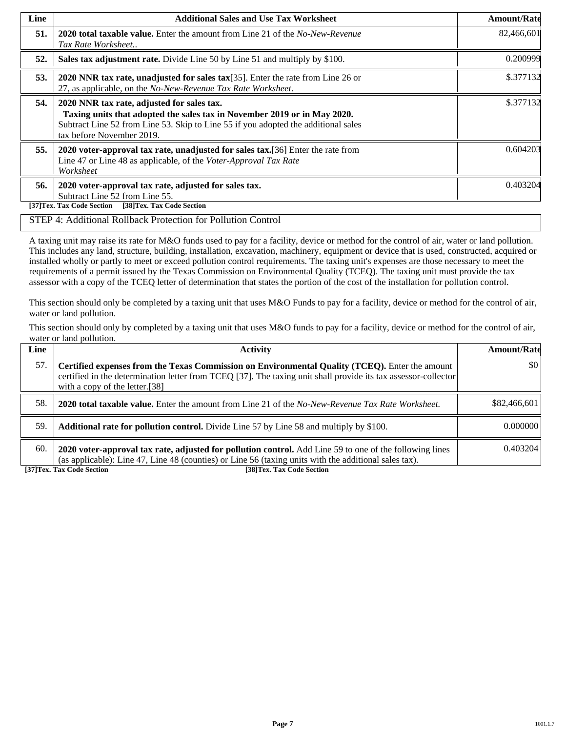| Line | Additional Sales and Use Tax Worksheet | Amount/Rate |
|---|---|---|
| **51.** | **2020 total taxable value.** Enter the amount from Line 21 of the *No-New-Revenue Tax Rate Worksheet.*. | 82,466,601 |
| **52.** | **Sales tax adjustment rate.** Divide Line 50 by Line 51 and multiply by $100. | 0.200999 |
| **53.** | **2020 NNR tax rate, unadjusted for sales tax**[35]. Enter the rate from Line 26 or 27, as applicable, on the *No-New-Revenue Tax Rate Worksheet*. | $.377132 |
| **54.** | **2020 NNR tax rate, adjusted for sales tax.** **Taxing units that adopted the sales tax in November 2019 or in May 2020.** Subtract Line 52 from Line 53. Skip to Line 55 if you adopted the additional sales tax before November 2019. | $.377132 |
| **55.** | **2020 voter-approval tax rate, unadjusted for sales tax.**[36] Enter the rate from Line 47 or Line 48 as applicable, of the *Voter-Approval Tax Rate Worksheet* | 0.604203 |
| **56.** | **2020 voter-approval tax rate, adjusted for sales tax.** Subtract Line 52 from Line 55. | 0.403204 |

**[37]Tex. Tax Code Section** **[38]Tex. Tax Code Section**

## STEP 4: Additional Rollback Protection for Pollution Control

A taxing unit may raise its rate for M&O funds used to pay for a facility, device or method for the control of air, water or land pollution. This includes any land, structure, building, installation, excavation, machinery, equipment or device that is used, constructed, acquired or installed wholly or partly to meet or exceed pollution control requirements. The taxing unit's expenses are those necessary to meet the requirements of a permit issued by the Texas Commission on Environmental Quality (TCEQ). The taxing unit must provide the tax assessor with a copy of the TCEQ letter of determination that states the portion of the cost of the installation for pollution control.

This section should only be completed by a taxing unit that uses M&O Funds to pay for a facility, device or method for the control of air, water or land pollution.

This section should only by completed by a taxing unit that uses M&O funds to pay for a facility, device or method for the control of air, water or land pollution.

| Line | Activity | Amount/Rate |
|---|---|---|
| 57. | **Certified expenses from the Texas Commission on Environmental Quality (TCEQ).** Enter the amount certified in the determination letter from TCEQ [37]. The taxing unit shall provide its tax assessor-collector with a copy of the letter.[38] | $0 |
| 58. | **2020 total taxable value.** Enter the amount from Line 21 of the *No-New-Revenue Tax Rate Worksheet.* | $82,466,601 |
| 59. | **Additional rate for pollution control.** Divide Line 57 by Line 58 and multiply by $100. | 0.000000 |
| 60. | **2020 voter-approval tax rate, adjusted for pollution control.** Add Line 59 to one of the following lines (as applicable): Line 47, Line 48 (counties) or Line 56 (taxing units with the additional sales tax). | 0.403204 |

**[37]Tex. Tax Code Section** **[38]Tex. Tax Code Section**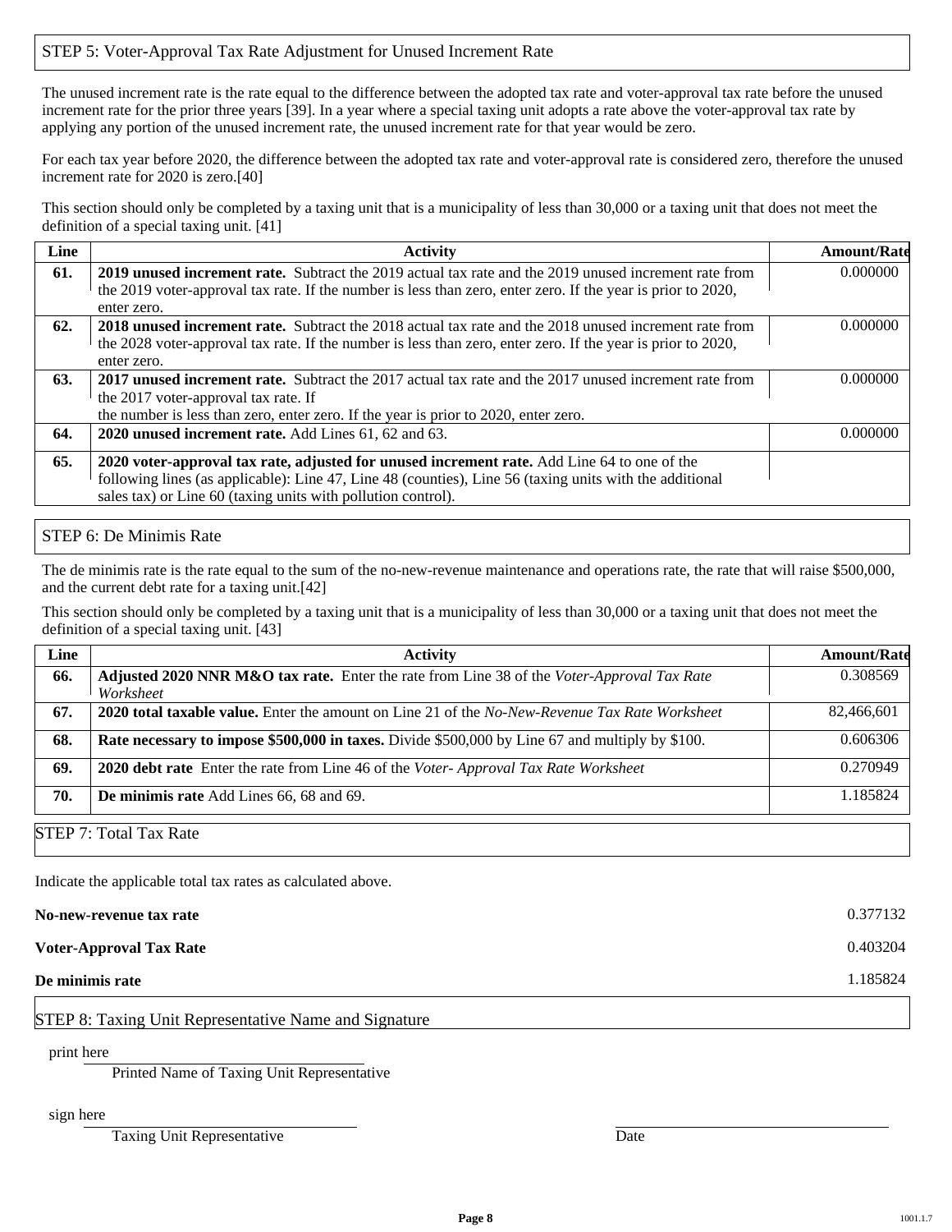## STEP 5: Voter-Approval Tax Rate Adjustment for Unused Increment Rate

The unused increment rate is the rate equal to the difference between the adopted tax rate and voter-approval tax rate before the unused increment rate for the prior three years [39]. In a year where a special taxing unit adopts a rate above the voter-approval tax rate by applying any portion of the unused increment rate, the unused increment rate for that year would be zero.

For each tax year before 2020, the difference between the adopted tax rate and voter-approval rate is considered zero, therefore the unused increment rate for 2020 is zero.[40]

This section should only be completed by a taxing unit that is a municipality of less than 30,000 or a taxing unit that does not meet the definition of a special taxing unit. [41]

| Line | Activity | Amount/Rate |
|---|---|---|
| 61. | **2019 unused increment rate.** Subtract the 2019 actual tax rate and the 2019 unused increment rate from the 2019 voter-approval tax rate. If the number is less than zero, enter zero. If the year is prior to 2020, enter zero. | 0.000000 |
| 62. | **2018 unused increment rate.** Subtract the 2018 actual tax rate and the 2018 unused increment rate from the 2028 voter-approval tax rate. If the number is less than zero, enter zero. If the year is prior to 2020, enter zero. | 0.000000 |
| 63. | **2017 unused increment rate.** Subtract the 2017 actual tax rate and the 2017 unused increment rate from the 2017 voter-approval tax rate. If the number is less than zero, enter zero. If the year is prior to 2020, enter zero. | 0.000000 |
| 64. | **2020 unused increment rate.** Add Lines 61, 62 and 63. | 0.000000 |
| 65. | **2020 voter-approval tax rate, adjusted for unused increment rate.** Add Line 64 to one of the following lines (as applicable): Line 47, Line 48 (counties), Line 56 (taxing units with the additional sales tax) or Line 60 (taxing units with pollution control). | |

## STEP 6: De Minimis Rate

The de minimis rate is the rate equal to the sum of the no-new-revenue maintenance and operations rate, the rate that will raise $500,000, and the current debt rate for a taxing unit.[42]

This section should only be completed by a taxing unit that is a municipality of less than 30,000 or a taxing unit that does not meet the definition of a special taxing unit. [43]

| Line | Activity | Amount/Rate |
|---|---|---|
| 66. | **Adjusted 2020 NNR M&O tax rate.** Enter the rate from Line 38 of the *Voter-Approval Tax Rate Worksheet* | 0.308569 |
| 67. | **2020 total taxable value.** Enter the amount on Line 21 of the *No-New-Revenue Tax Rate Worksheet* | 82,466,601 |
| 68. | **Rate necessary to impose $500,000 in taxes.** Divide $500,000 by Line 67 and multiply by $100. | 0.606306 |
| 69. | **2020 debt rate** Enter the rate from Line 46 of the *Voter- Approval Tax Rate Worksheet* | 0.270949 |
| 70. | **De minimis rate** Add Lines 66, 68 and 69. | 1.185824 |

## STEP 7: Total Tax Rate

Indicate the applicable total tax rates as calculated above.

| | |
|---|---|
| **No-new-revenue tax rate** | 0.377132 |
| **Voter-Approval Tax Rate** | 0.403204 |
| **De minimis rate** | 1.185824 |

## STEP 8: Taxing Unit Representative Name and Signature

print here ______________________
Printed Name of Taxing Unit Representative

sign here ______________________
Taxing Unit Representative

______________________
Date